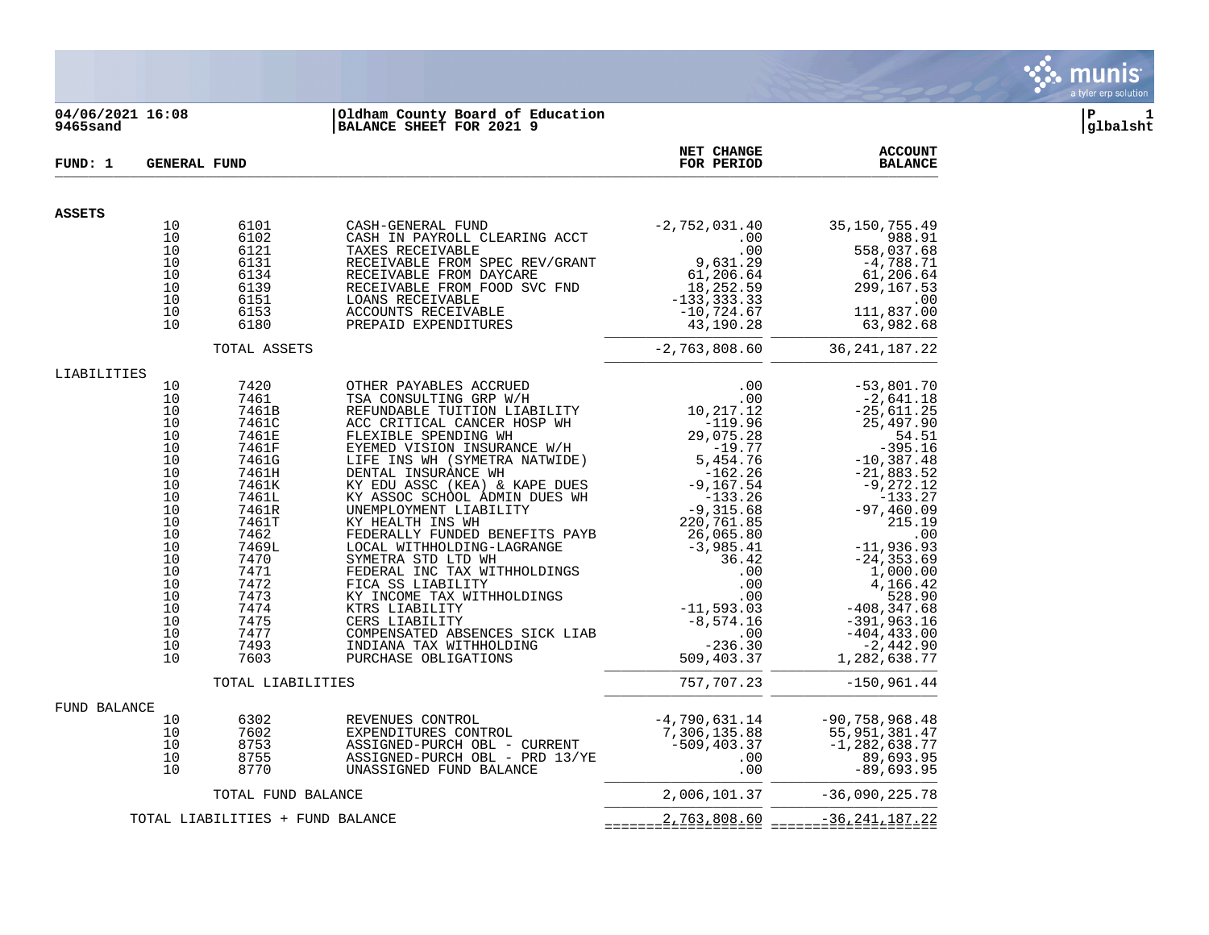**04/06/2021 16:08** | **Oldham County Board of Education**
**9465sand** | **BALANCE SHEET FOR 2021 9**

**glbalsht**

| FUND: 1 GENERAL FUND | | | NET CHANGE FOR PERIOD | ACCOUNT BALANCE |
|---|---|---|---|---|
| **ASSETS** | | | | |
| 10 | 6101 | CASH-GENERAL FUND | -2,752,031.40 | 35,150,755.49 |
| 10 | 6102 | CASH IN PAYROLL CLEARING ACCT | .00 | 988.91 |
| 10 | 6121 | TAXES RECEIVABLE | .00 | 558,037.68 |
| 10 | 6131 | RECEIVABLE FROM SPEC REV/GRANT | 9,631.29 | -4,788.71 |
| 10 | 6134 | RECEIVABLE FROM DAYCARE | 61,206.64 | 61,206.64 |
| 10 | 6139 | RECEIVABLE FROM FOOD SVC FND | 18,252.59 | 299,167.53 |
| 10 | 6151 | LOANS RECEIVABLE | -133,333.33 | .00 |
| 10 | 6153 | ACCOUNTS RECEIVABLE | -10,724.67 | 111,837.00 |
| 10 | 6180 | PREPAID EXPENDITURES | 43,190.28 | 63,982.68 |
| | TOTAL ASSETS | | -2,763,808.60 | 36,241,187.22 |
| LIABILITIES | | | | |
| 10 | 7420 | OTHER PAYABLES ACCRUED | .00 | -53,801.70 |
| 10 | 7461 | TSA CONSULTING GRP W/H | .00 | -2,641.18 |
| 10 | 7461B | REFUNDABLE TUITION LIABILITY | 10,217.12 | -25,611.25 |
| 10 | 7461C | ACC CRITICAL CANCER HOSP WH | -119.96 | 25,497.90 |
| 10 | 7461E | FLEXIBLE SPENDING WH | 29,075.28 | 54.51 |
| 10 | 7461F | EYEMED VISION INSURANCE W/H | -19.77 | -395.16 |
| 10 | 7461G | LIFE INS WH (SYMETRA NATWIDE) | 5,454.76 | -10,387.48 |
| 10 | 7461H | DENTAL INSURANCE WH | -162.26 | -21,883.52 |
| 10 | 7461K | KY EDU ASSC (KEA) & KAPE DUES | -9,167.54 | -9,272.12 |
| 10 | 7461L | KY ASSOC SCHOOL ADMIN DUES WH | -133.26 | -133.27 |
| 10 | 7461R | UNEMPLOYMENT LIABILITY | -9,315.68 | -97,460.09 |
| 10 | 7461T | KY HEALTH INS WH | 220,761.85 | 215.19 |
| 10 | 7462 | FEDERALLY FUNDED BENEFITS PAYB | 26,065.80 | .00 |
| 10 | 7469L | LOCAL WITHHOLDING-LAGRANGE | -3,985.41 | -11,936.93 |
| 10 | 7470 | SYMETRA STD LTD WH | 36.42 | -24,353.69 |
| 10 | 7471 | FEDERAL INC TAX WITHHOLDINGS | .00 | 1,000.00 |
| 10 | 7472 | FICA SS LIABILITY | .00 | 4,166.42 |
| 10 | 7473 | KY INCOME TAX WITHHOLDINGS | .00 | 528.90 |
| 10 | 7474 | KTRS LIABILITY | -11,593.03 | -408,347.68 |
| 10 | 7475 | CERS LIABILITY | -8,574.16 | -391,963.16 |
| 10 | 7477 | COMPENSATED ABSENCES SICK LIAB | .00 | -404,433.00 |
| 10 | 7493 | INDIANA TAX WITHHOLDING | -236.30 | -2,442.90 |
| 10 | 7603 | PURCHASE OBLIGATIONS | 509,403.37 | 1,282,638.77 |
| | TOTAL LIABILITIES | | 757,707.23 | -150,961.44 |
| FUND BALANCE | | | | |
| 10 | 6302 | REVENUES CONTROL | -4,790,631.14 | -90,758,968.48 |
| 10 | 7602 | EXPENDITURES CONTROL | 7,306,135.88 | 55,951,381.47 |
| 10 | 8753 | ASSIGNED-PURCH OBL - CURRENT | -509,403.37 | -1,282,638.77 |
| 10 | 8755 | ASSIGNED-PURCH OBL - PRD 13/YE | .00 | 89,693.95 |
| 10 | 8770 | UNASSIGNED FUND BALANCE | .00 | -89,693.95 |
| | TOTAL FUND BALANCE | | 2,006,101.37 | -36,090,225.78 |
| TOTAL LIABILITIES + FUND BALANCE | | | 2,763,808.60 | -36,241,187.22 |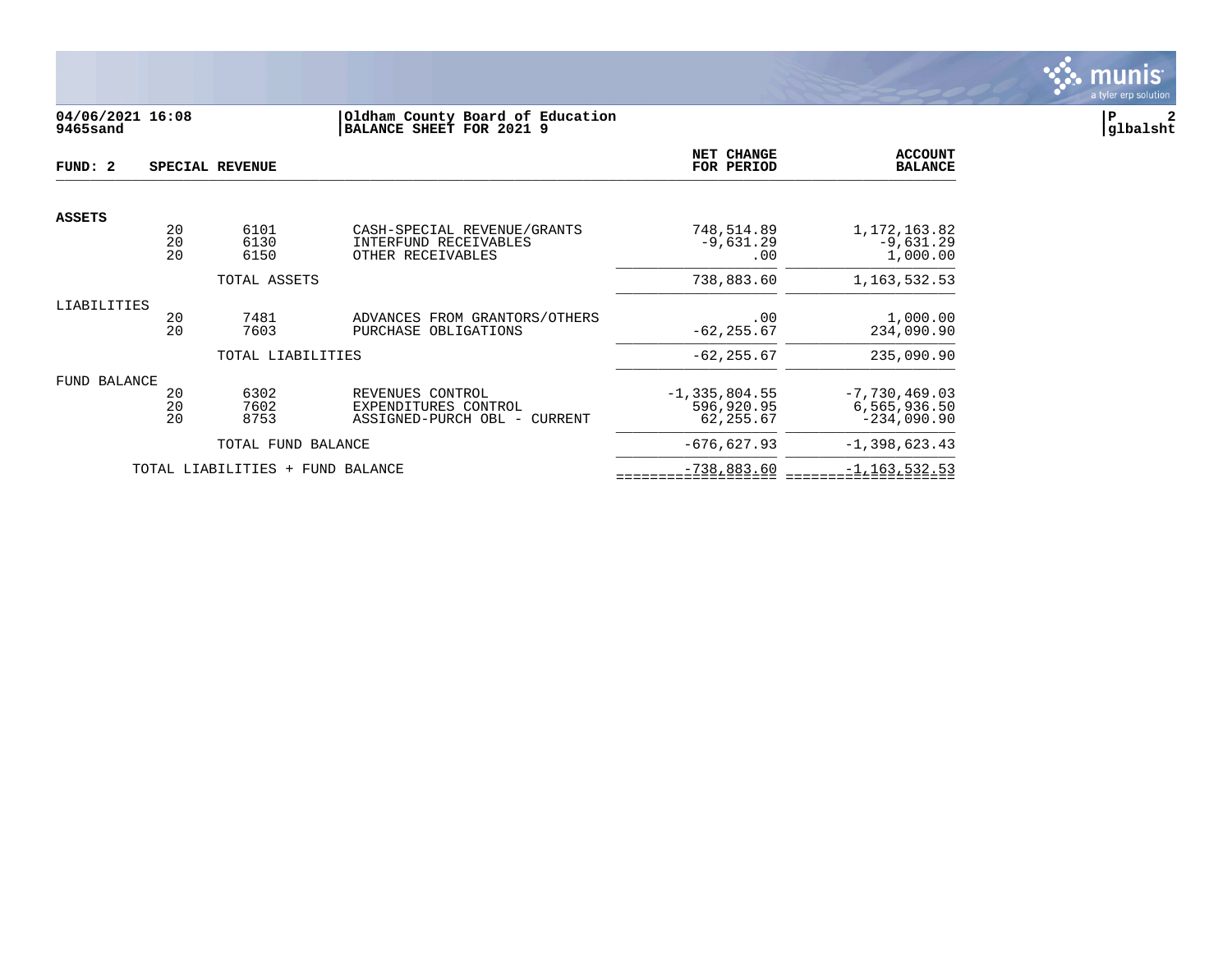**04/06/2021 16:08** | **Oldham County Board of Education**
**9465sand** | **BALANCE SHEET FOR 2021 9**

**P 2**
**glbalsht**

**FUND: 2 SPECIAL REVENUE**

| | | | | NET CHANGE FOR PERIOD | ACCOUNT BALANCE |
|---|---|---|---|---|---|
| **ASSETS** | | | | | |
| | 20 | 6101 | CASH-SPECIAL REVENUE/GRANTS | 748,514.89 | 1,172,163.82 |
| | 20 | 6130 | INTERFUND RECEIVABLES | -9,631.29 | -9,631.29 |
| | 20 | 6150 | OTHER RECEIVABLES | .00 | 1,000.00 |
| | | TOTAL ASSETS | | 738,883.60 | 1,163,532.53 |
| LIABILITIES | | | | | |
| | 20 | 7481 | ADVANCES FROM GRANTORS/OTHERS | .00 | 1,000.00 |
| | 20 | 7603 | PURCHASE OBLIGATIONS | -62,255.67 | 234,090.90 |
| | | TOTAL LIABILITIES | | -62,255.67 | 235,090.90 |
| FUND BALANCE | | | | | |
| | 20 | 6302 | REVENUES CONTROL | -1,335,804.55 | -7,730,469.03 |
| | 20 | 7602 | EXPENDITURES CONTROL | 596,920.95 | 6,565,936.50 |
| | 20 | 8753 | ASSIGNED-PURCH OBL - CURRENT | 62,255.67 | -234,090.90 |
| | | TOTAL FUND BALANCE | | -676,627.93 | -1,398,623.43 |
| | TOTAL LIABILITIES + FUND BALANCE | | | -738,883.60 | -1,163,532.53 |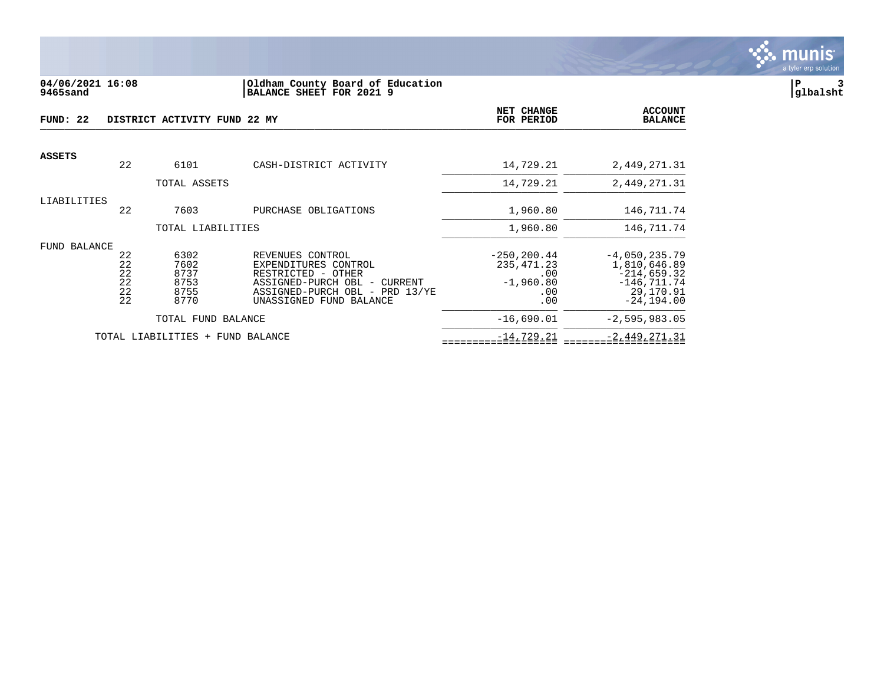04/06/2021 16:08
9465sand

Oldham County Board of Education
BALANCE SHEET FOR 2021 9

P 3
glbalsht

**FUND: 22 DISTRICT ACTIVITY FUND 22 MY**

| | | | | NET CHANGE FOR PERIOD | ACCOUNT BALANCE |
|---|---|---|---|---|---|
| **ASSETS** | 22 | 6101 | CASH-DISTRICT ACTIVITY | 14,729.21 | 2,449,271.31 |
| | | TOTAL ASSETS | | 14,729.21 | 2,449,271.31 |
| LIABILITIES | 22 | 7603 | PURCHASE OBLIGATIONS | 1,960.80 | 146,711.74 |
| | | TOTAL LIABILITIES | | 1,960.80 | 146,711.74 |
| FUND BALANCE | 22 | 6302 | REVENUES CONTROL | -250,200.44 | -4,050,235.79 |
| | 22 | 7602 | EXPENDITURES CONTROL | 235,471.23 | 1,810,646.89 |
| | 22 | 8737 | RESTRICTED - OTHER | .00 | -214,659.32 |
| | 22 | 8753 | ASSIGNED-PURCH OBL - CURRENT | -1,960.80 | -146,711.74 |
| | 22 | 8755 | ASSIGNED-PURCH OBL - PRD 13/YE | .00 | 29,170.91 |
| | 22 | 8770 | UNASSIGNED FUND BALANCE | .00 | -24,194.00 |
| | | TOTAL FUND BALANCE | | -16,690.01 | -2,595,983.05 |
| | TOTAL LIABILITIES + FUND BALANCE | | | -14,729.21 | -2,449,271.31 |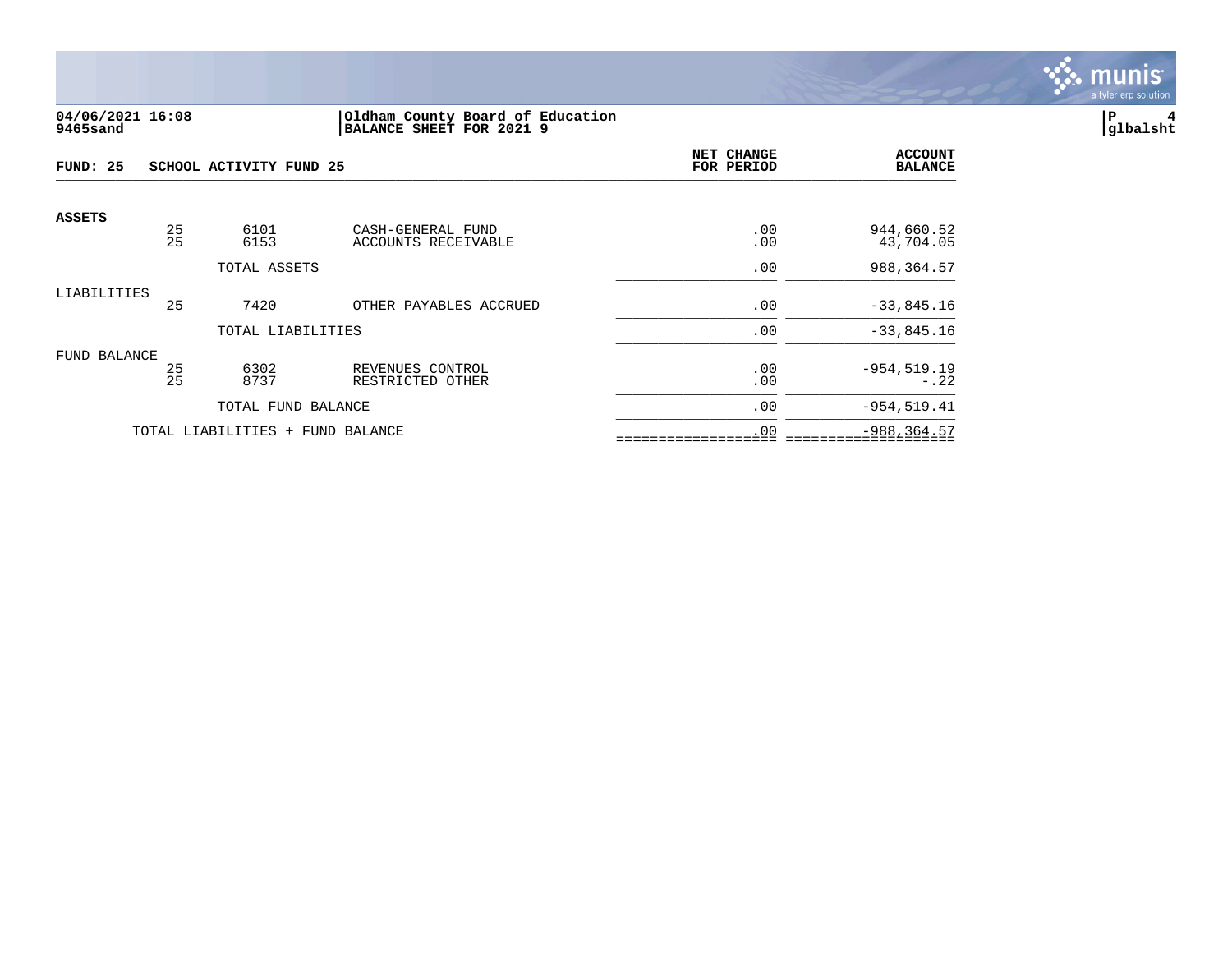**04/06/2021 16:08**
**9465sand**

**Oldham County Board of Education**
**BALANCE SHEET FOR 2021 9**

**P 4**
**glbalsht**

**FUND: 25 SCHOOL ACTIVITY FUND 25**

| | | | | NET CHANGE FOR PERIOD | ACCOUNT BALANCE |
|---|---|---|---|---|---|
| **ASSETS** | | | | | |
| | 25 | 6101 | CASH-GENERAL FUND | .00 | 944,660.52 |
| | 25 | 6153 | ACCOUNTS RECEIVABLE | .00 | 43,704.05 |
| | | TOTAL ASSETS | | .00 | 988,364.57 |
| LIABILITIES | | | | | |
| | 25 | 7420 | OTHER PAYABLES ACCRUED | .00 | -33,845.16 |
| | | TOTAL LIABILITIES | | .00 | -33,845.16 |
| FUND BALANCE | | | | | |
| | 25 | 6302 | REVENUES CONTROL | .00 | -954,519.19 |
| | 25 | 8737 | RESTRICTED OTHER | .00 | -.22 |
| | | TOTAL FUND BALANCE | | .00 | -954,519.41 |
| | TOTAL LIABILITIES + FUND BALANCE | | | .00 | -988,364.57 |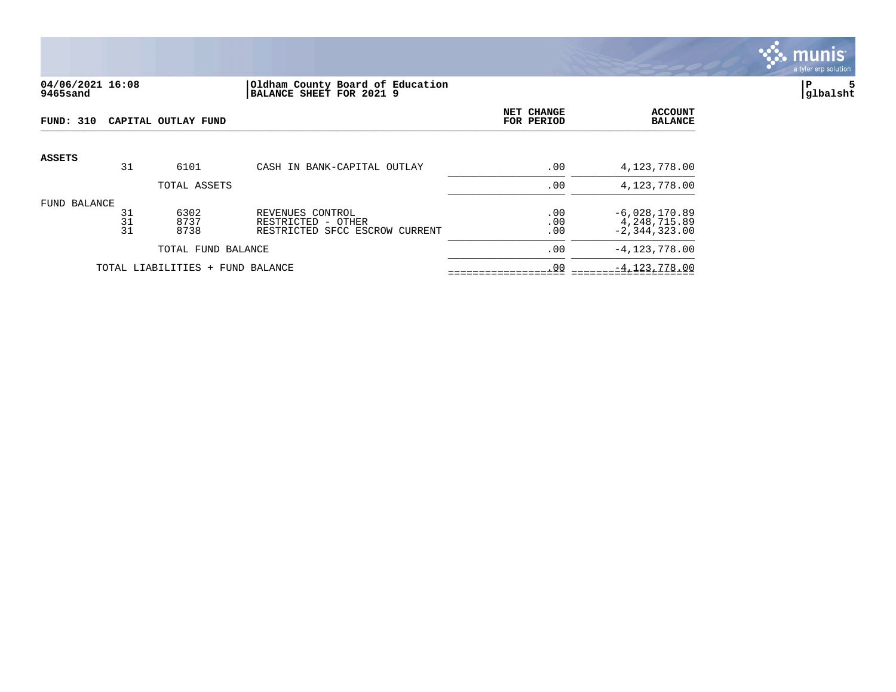**04/06/2021 16:08** | **Oldham County Board of Education**
**9465sand** | **BALANCE SHEET FOR 2021 9**

**FUND: 310 CAPITAL OUTLAY FUND**

| | | | | NET CHANGE FOR PERIOD | ACCOUNT BALANCE |
|---|---|---|---|---|---|
| **ASSETS** | | | | | |
| | 31 | 6101 | CASH IN BANK-CAPITAL OUTLAY | .00 | 4,123,778.00 |
| | | TOTAL ASSETS | | .00 | 4,123,778.00 |
| FUND BALANCE | | | | | |
| | 31 | 6302 | REVENUES CONTROL | .00 | -6,028,170.89 |
| | 31 | 8737 | RESTRICTED - OTHER | .00 | 4,248,715.89 |
| | 31 | 8738 | RESTRICTED SFCC ESCROW CURRENT | .00 | -2,344,323.00 |
| | | TOTAL FUND BALANCE | | .00 | -4,123,778.00 |
| | TOTAL LIABILITIES + FUND BALANCE | | | .00 | -4,123,778.00 |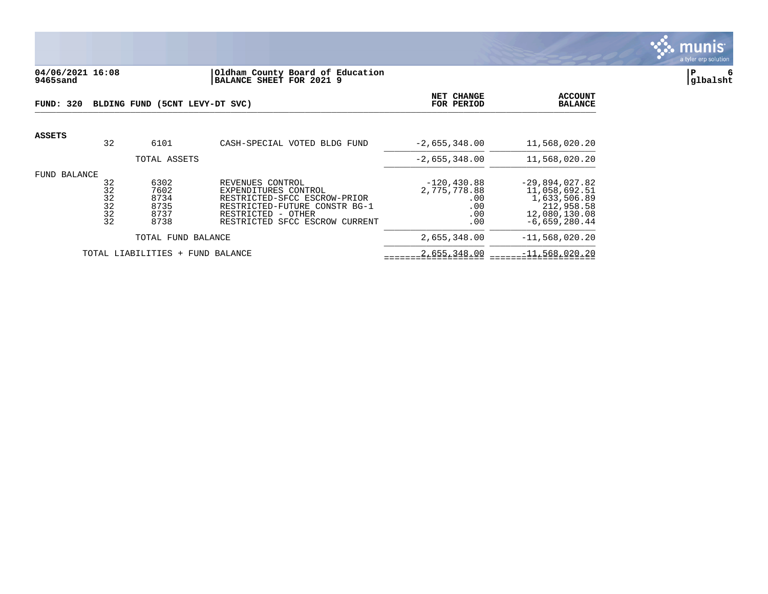**04/06/2021 16:08** | **Oldham County Board of Education**
**9465sand** | **BALANCE SHEET FOR 2021 9**

**FUND: 320 BLDING FUND (5CNT LEVY-DT SVC)**

| | | | | NET CHANGE FOR PERIOD | ACCOUNT BALANCE |
|---|---|---|---|---|---|
| **ASSETS** | | | | | |
| | 32 | 6101 | CASH-SPECIAL VOTED BLDG FUND | -2,655,348.00 | 11,568,020.20 |
| | | TOTAL ASSETS | | -2,655,348.00 | 11,568,020.20 |
| FUND BALANCE | | | | | |
| | 32 | 6302 | REVENUES CONTROL | -120,430.88 | -29,894,027.82 |
| | 32 | 7602 | EXPENDITURES CONTROL | 2,775,778.88 | 11,058,692.51 |
| | 32 | 8734 | RESTRICTED-SFCC ESCROW-PRIOR | .00 | 1,633,506.89 |
| | 32 | 8735 | RESTRICTED-FUTURE CONSTR BG-1 | .00 | 212,958.58 |
| | 32 | 8737 | RESTRICTED - OTHER | .00 | 12,080,130.08 |
| | 32 | 8738 | RESTRICTED SFCC ESCROW CURRENT | .00 | -6,659,280.44 |
| | | TOTAL FUND BALANCE | | 2,655,348.00 | -11,568,020.20 |
| | TOTAL LIABILITIES + FUND BALANCE | | | 2,655,348.00 | -11,568,020.20 |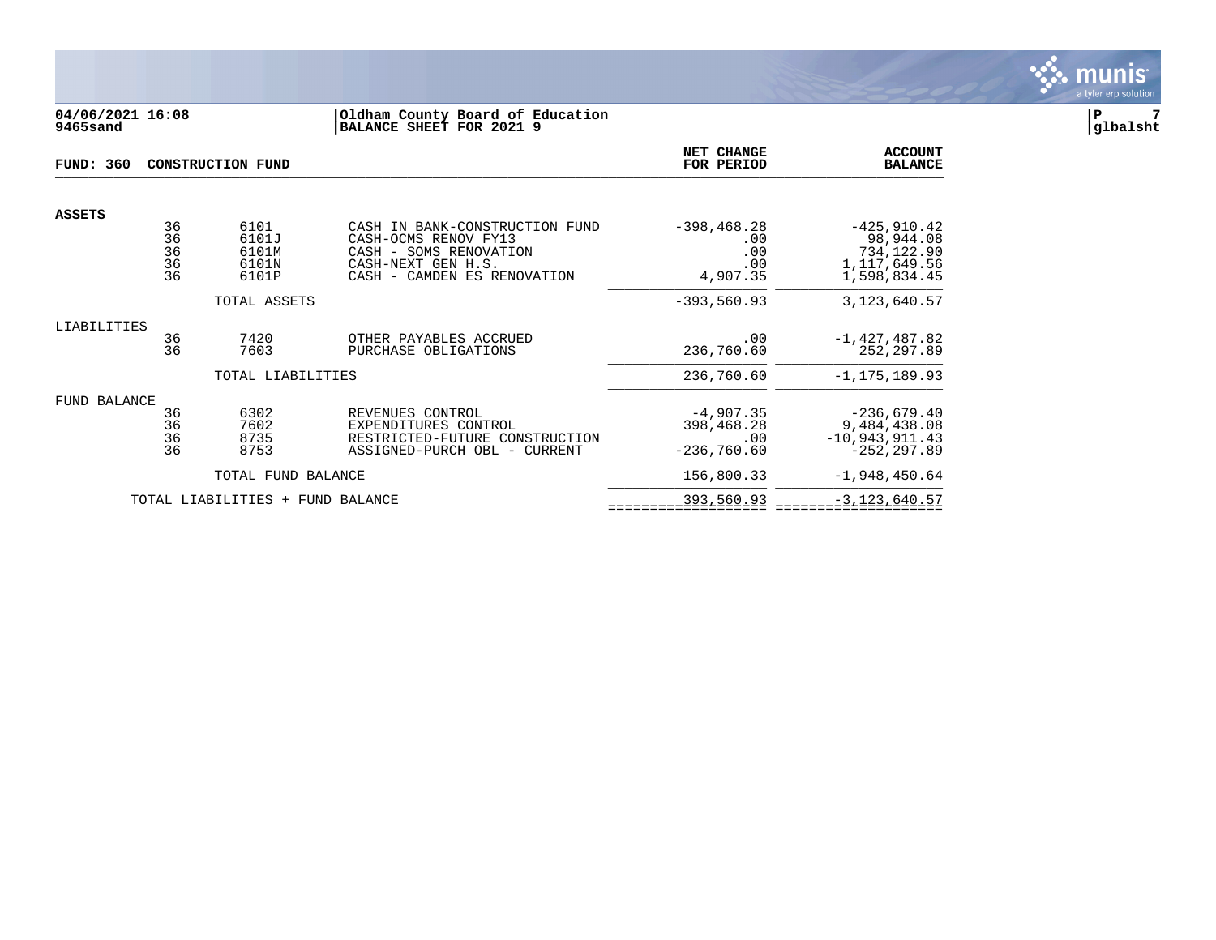**04/06/2021 16:08**
**9465sand**

**Oldham County Board of Education**
**BALANCE SHEET FOR 2021 9**

**P 7**
**glbalsht**

| FUND: 360 | CONSTRUCTION FUND | | | NET CHANGE FOR PERIOD | ACCOUNT BALANCE |
|---|---|---|---|---|---|
| **ASSETS** | | | | | |
| | 36 | 6101 | CASH IN BANK-CONSTRUCTION FUND | -398,468.28 | -425,910.42 |
| | 36 | 6101J | CASH-OCMS RENOV FY13 | .00 | 98,944.08 |
| | 36 | 6101M | CASH - SOMS RENOVATION | .00 | 734,122.90 |
| | 36 | 6101N | CASH-NEXT GEN H.S. | .00 | 1,117,649.56 |
| | 36 | 6101P | CASH - CAMDEN ES RENOVATION | 4,907.35 | 1,598,834.45 |
| | | TOTAL ASSETS | | -393,560.93 | 3,123,640.57 |
| LIABILITIES | | | | | |
| | 36 | 7420 | OTHER PAYABLES ACCRUED | .00 | -1,427,487.82 |
| | 36 | 7603 | PURCHASE OBLIGATIONS | 236,760.60 | 252,297.89 |
| | | TOTAL LIABILITIES | | 236,760.60 | -1,175,189.93 |
| FUND BALANCE | | | | | |
| | 36 | 6302 | REVENUES CONTROL | -4,907.35 | -236,679.40 |
| | 36 | 7602 | EXPENDITURES CONTROL | 398,468.28 | 9,484,438.08 |
| | 36 | 8735 | RESTRICTED-FUTURE CONSTRUCTION | .00 | -10,943,911.43 |
| | 36 | 8753 | ASSIGNED-PURCH OBL - CURRENT | -236,760.60 | -252,297.89 |
| | | TOTAL FUND BALANCE | | 156,800.33 | -1,948,450.64 |
| | TOTAL LIABILITIES + FUND BALANCE | | | 393,560.93 | -3,123,640.57 |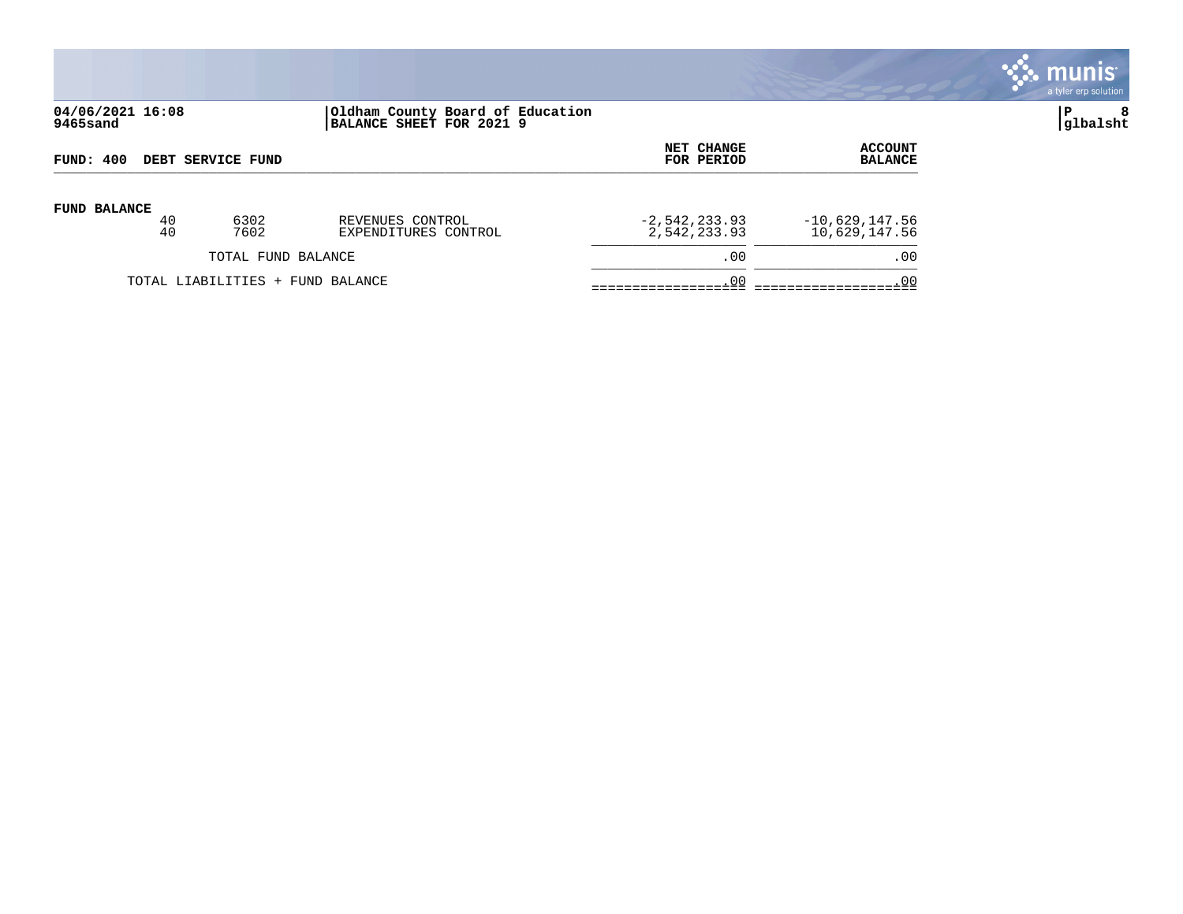04/06/2021 16:08
9465sand

Oldham County Board of Education
BALANCE SHEET FOR 2021 9

glbalsht

| FUND: 400 DEBT SERVICE FUND | | | NET CHANGE FOR PERIOD | ACCOUNT BALANCE |
|---|---|---|---|---|
| **FUND BALANCE** | | | | |
| 40 | 6302 | REVENUES CONTROL | -2,542,233.93 | -10,629,147.56 |
| 40 | 7602 | EXPENDITURES CONTROL | 2,542,233.93 | 10,629,147.56 |
| TOTAL FUND BALANCE | | | .00 | .00 |
| TOTAL LIABILITIES + FUND BALANCE | | | .00 | .00 |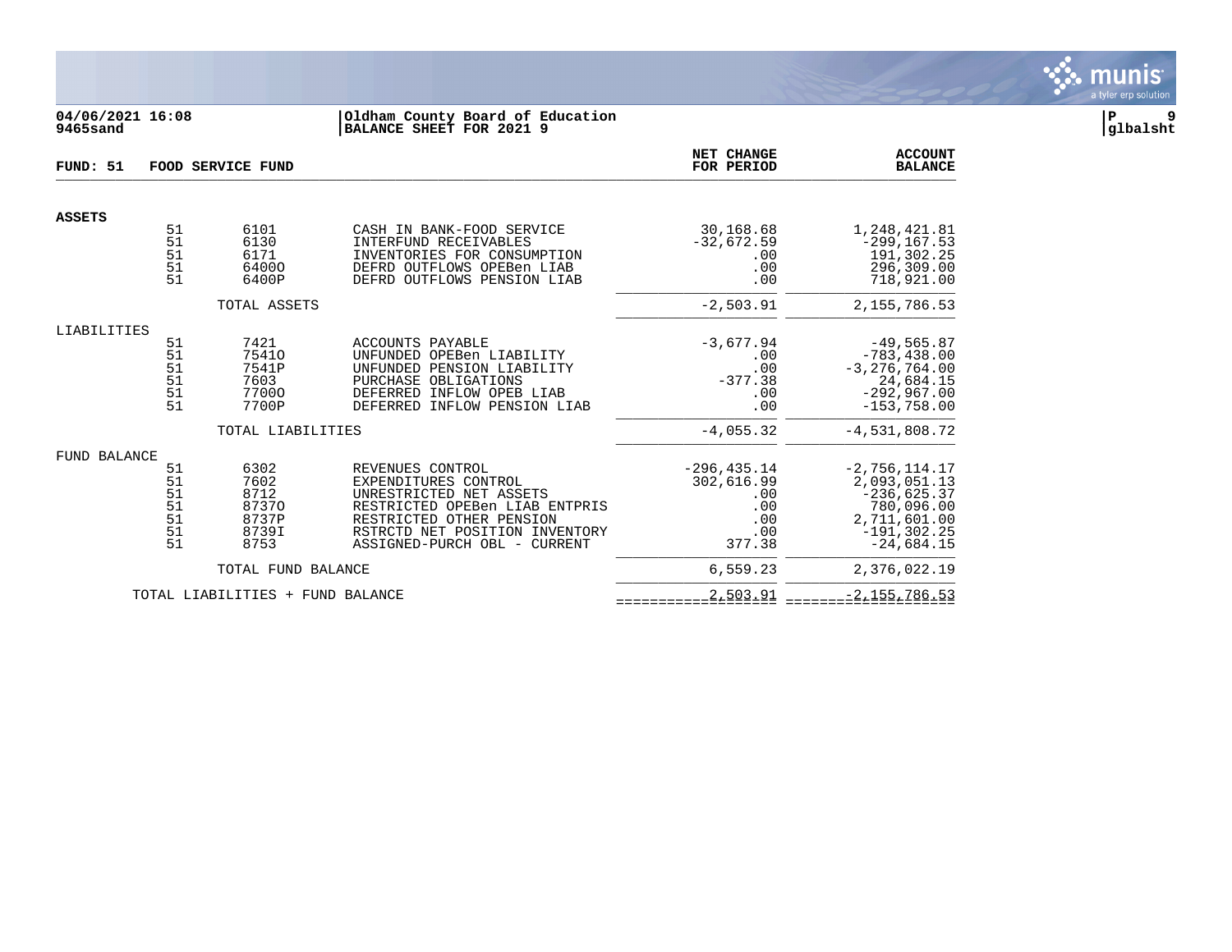**04/06/2021 16:08**
**9465sand**

**Oldham County Board of Education**
**BALANCE SHEET FOR 2021 9**

**glbalsht**

**FUND: 51 FOOD SERVICE FUND**

| | Fund | Account | Description | NET CHANGE FOR PERIOD | ACCOUNT BALANCE |
|---|---|---|---|---|---|
| **ASSETS** | | | | | |
| | 51 | 6101 | CASH IN BANK-FOOD SERVICE | 30,168.68 | 1,248,421.81 |
| | 51 | 6130 | INTERFUND RECEIVABLES | -32,672.59 | -299,167.53 |
| | 51 | 6171 | INVENTORIES FOR CONSUMPTION | .00 | 191,302.25 |
| | 51 | 6400O | DEFRD OUTFLOWS OPEBen LIAB | .00 | 296,309.00 |
| | 51 | 6400P | DEFRD OUTFLOWS PENSION LIAB | .00 | 718,921.00 |
| | | TOTAL ASSETS | | -2,503.91 | 2,155,786.53 |
| LIABILITIES | | | | | |
| | 51 | 7421 | ACCOUNTS PAYABLE | -3,677.94 | -49,565.87 |
| | 51 | 7541O | UNFUNDED OPEBen LIABILITY | .00 | -783,438.00 |
| | 51 | 7541P | UNFUNDED PENSION LIABILITY | .00 | -3,276,764.00 |
| | 51 | 7603 | PURCHASE OBLIGATIONS | -377.38 | 24,684.15 |
| | 51 | 7700O | DEFERRED INFLOW OPEB LIAB | .00 | -292,967.00 |
| | 51 | 7700P | DEFERRED INFLOW PENSION LIAB | .00 | -153,758.00 |
| | | TOTAL LIABILITIES | | -4,055.32 | -4,531,808.72 |
| FUND BALANCE | | | | | |
| | 51 | 6302 | REVENUES CONTROL | -296,435.14 | -2,756,114.17 |
| | 51 | 7602 | EXPENDITURES CONTROL | 302,616.99 | 2,093,051.13 |
| | 51 | 8712 | UNRESTRICTED NET ASSETS | .00 | -236,625.37 |
| | 51 | 8737O | RESTRICTED OPEBen LIAB ENTPRIS | .00 | 780,096.00 |
| | 51 | 8737P | RESTRICTED OTHER PENSION | .00 | 2,711,601.00 |
| | 51 | 8739I | RSTRCTD NET POSITION INVENTORY | .00 | -191,302.25 |
| | 51 | 8753 | ASSIGNED-PURCH OBL - CURRENT | 377.38 | -24,684.15 |
| | | TOTAL FUND BALANCE | | 6,559.23 | 2,376,022.19 |
| | | TOTAL LIABILITIES + FUND BALANCE | | 2,503.91 | -2,155,786.53 |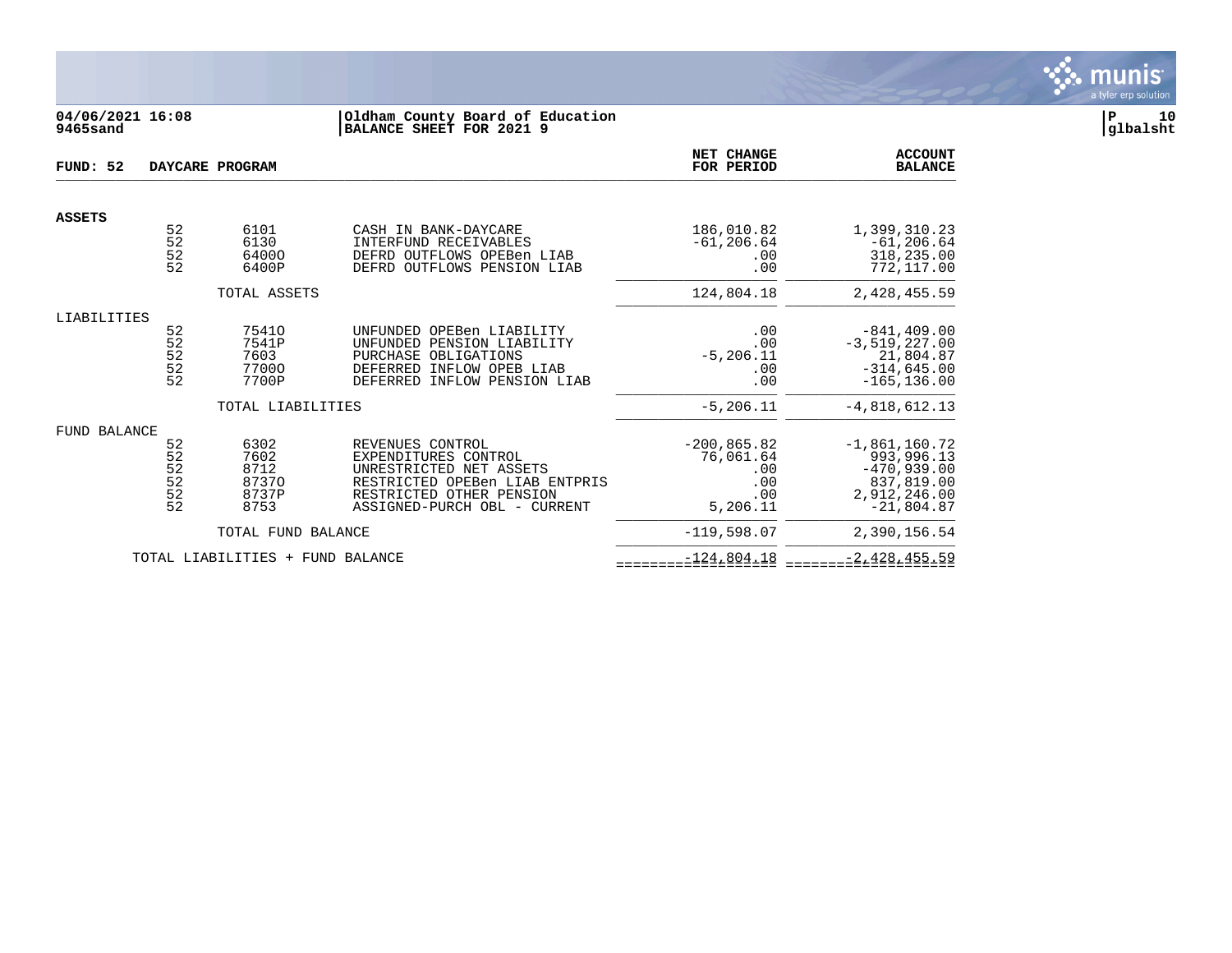04/06/2021 16:08
9465sand

**Oldham County Board of Education**
**BALANCE SHEET FOR 2021 9**

P 10
glbalsht

**FUND: 52 DAYCARE PROGRAM**

| | | | | NET CHANGE FOR PERIOD | ACCOUNT BALANCE |
|---|---|---|---|---|---|
| **ASSETS** | | | | | |
| | 52 | 6101 | CASH IN BANK-DAYCARE | 186,010.82 | 1,399,310.23 |
| | 52 | 6130 | INTERFUND RECEIVABLES | -61,206.64 | -61,206.64 |
| | 52 | 6400O | DEFRD OUTFLOWS OPEBen LIAB | .00 | 318,235.00 |
| | 52 | 6400P | DEFRD OUTFLOWS PENSION LIAB | .00 | 772,117.00 |
| | | TOTAL ASSETS | | 124,804.18 | 2,428,455.59 |
| LIABILITIES | | | | | |
| | 52 | 7541O | UNFUNDED OPEBen LIABILITY | .00 | -841,409.00 |
| | 52 | 7541P | UNFUNDED PENSION LIABILITY | .00 | -3,519,227.00 |
| | 52 | 7603 | PURCHASE OBLIGATIONS | -5,206.11 | 21,804.87 |
| | 52 | 7700O | DEFERRED INFLOW OPEB LIAB | .00 | -314,645.00 |
| | 52 | 7700P | DEFERRED INFLOW PENSION LIAB | .00 | -165,136.00 |
| | | TOTAL LIABILITIES | | -5,206.11 | -4,818,612.13 |
| FUND BALANCE | | | | | |
| | 52 | 6302 | REVENUES CONTROL | -200,865.82 | -1,861,160.72 |
| | 52 | 7602 | EXPENDITURES CONTROL | 76,061.64 | 993,996.13 |
| | 52 | 8712 | UNRESTRICTED NET ASSETS | .00 | -470,939.00 |
| | 52 | 8737O | RESTRICTED OPEBen LIAB ENTPRIS | .00 | 837,819.00 |
| | 52 | 8737P | RESTRICTED OTHER PENSION | .00 | 2,912,246.00 |
| | 52 | 8753 | ASSIGNED-PURCH OBL - CURRENT | 5,206.11 | -21,804.87 |
| | | TOTAL FUND BALANCE | | -119,598.07 | 2,390,156.54 |
| | TOTAL LIABILITIES + FUND BALANCE | | | -124,804.18 | -2,428,455.59 |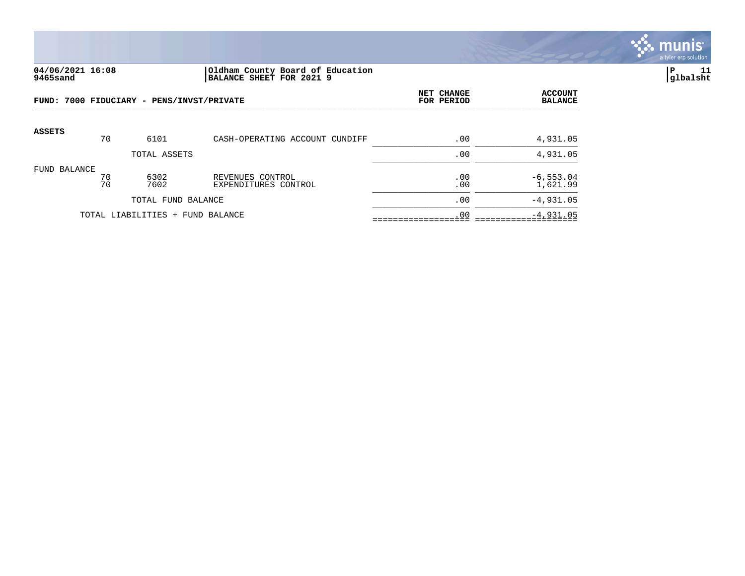**04/06/2021 16:08** | **Oldham County Board of Education**
**9465sand** | **BALANCE SHEET FOR 2021 9**

**P 11**
**glbalsht**

| FUND: 7000 FIDUCIARY - PENS/INVST/PRIVATE | | | | NET CHANGE FOR PERIOD | ACCOUNT BALANCE |
|---|---|---|---|---|---|
| **ASSETS** | | | | | |
| | 70 | 6101 | CASH-OPERATING ACCOUNT CUNDIFF | .00 | 4,931.05 |
| | | TOTAL ASSETS | | .00 | 4,931.05 |
| FUND BALANCE | | | | | |
| | 70 | 6302 | REVENUES CONTROL | .00 | -6,553.04 |
| | 70 | 7602 | EXPENDITURES CONTROL | .00 | 1,621.99 |
| | | TOTAL FUND BALANCE | | .00 | -4,931.05 |
| | TOTAL LIABILITIES + FUND BALANCE | | | .00 | -4,931.05 |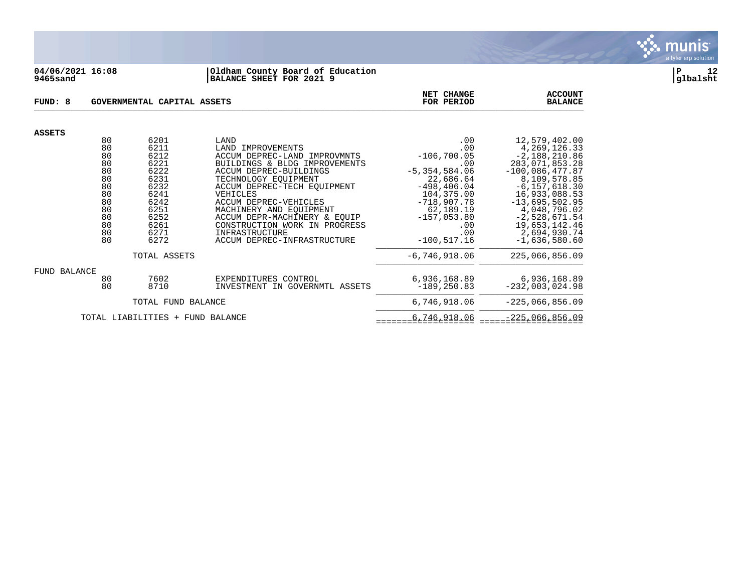**04/06/2021 16:08**
**9465sand**

**Oldham County Board of Education**
**BALANCE SHEET FOR 2021 9**

**FUND: 8 GOVERNMENTAL CAPITAL ASSETS**

| | | | | NET CHANGE FOR PERIOD | ACCOUNT BALANCE |
|---|---|---|---|---|---|
| **ASSETS** | | | | | |
| | 80 | 6201 | LAND | .00 | 12,579,402.00 |
| | 80 | 6211 | LAND IMPROVEMENTS | .00 | 4,269,126.33 |
| | 80 | 6212 | ACCUM DEPREC-LAND IMPROVMNTS | -106,700.05 | -2,188,210.86 |
| | 80 | 6221 | BUILDINGS & BLDG IMPROVEMENTS | .00 | 283,071,853.28 |
| | 80 | 6222 | ACCUM DEPREC-BUILDINGS | -5,354,584.06 | -100,086,477.87 |
| | 80 | 6231 | TECHNOLOGY EQUIPMENT | 22,686.64 | 8,109,578.85 |
| | 80 | 6232 | ACCUM DEPREC-TECH EQUIPMENT | -498,406.04 | -6,157,618.30 |
| | 80 | 6241 | VEHICLES | 104,375.00 | 16,933,088.53 |
| | 80 | 6242 | ACCUM DEPREC-VEHICLES | -718,907.78 | -13,695,502.95 |
| | 80 | 6251 | MACHINERY AND EQUIPMENT | 62,189.19 | 4,048,796.02 |
| | 80 | 6252 | ACCUM DEPR-MACHINERY & EQUIP | -157,053.80 | -2,528,671.54 |
| | 80 | 6261 | CONSTRUCTION WORK IN PROGRESS | .00 | 19,653,142.46 |
| | 80 | 6271 | INFRASTRUCTURE | .00 | 2,694,930.74 |
| | 80 | 6272 | ACCUM DEPREC-INFRASTRUCTURE | -100,517.16 | -1,636,580.60 |
| | | TOTAL ASSETS | | -6,746,918.06 | 225,066,856.09 |
| FUND BALANCE | | | | | |
| | 80 | 7602 | EXPENDITURES CONTROL | 6,936,168.89 | 6,936,168.89 |
| | 80 | 8710 | INVESTMENT IN GOVERNMTL ASSETS | -189,250.83 | -232,003,024.98 |
| | | TOTAL FUND BALANCE | | 6,746,918.06 | -225,066,856.09 |
| | TOTAL LIABILITIES + FUND BALANCE | | | 6,746,918.06 | -225,066,856.09 |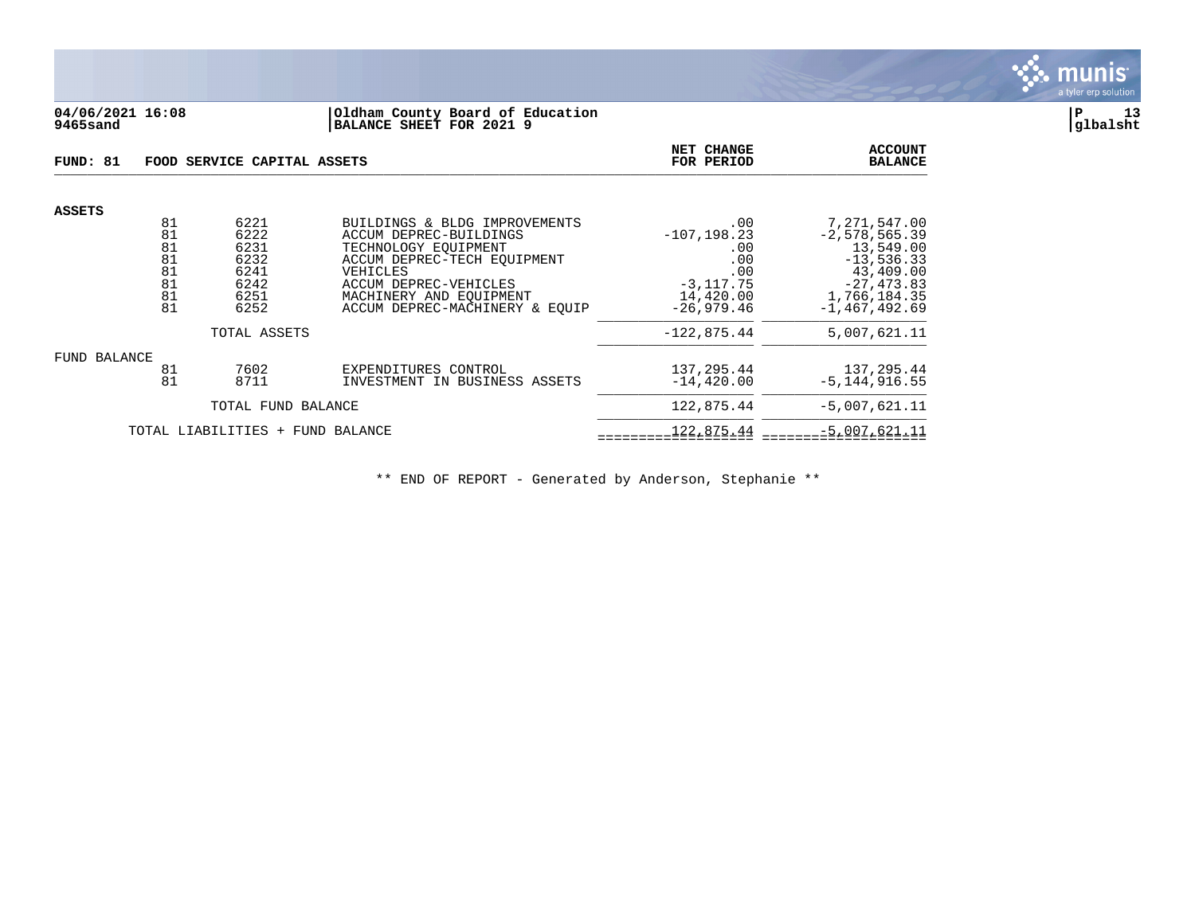04/06/2021 16:08 | Oldham County Board of Education
9465sand | BALANCE SHEET FOR 2021 9

glbalsht

| FUND: 81 | | FOOD SERVICE CAPITAL ASSETS | NET CHANGE FOR PERIOD | ACCOUNT BALANCE |
|---|---|---|---|---|
| **ASSETS** | | | | |
| 81 | 6221 | BUILDINGS & BLDG IMPROVEMENTS | .00 | 7,271,547.00 |
| 81 | 6222 | ACCUM DEPREC-BUILDINGS | -107,198.23 | -2,578,565.39 |
| 81 | 6231 | TECHNOLOGY EQUIPMENT | .00 | 13,549.00 |
| 81 | 6232 | ACCUM DEPREC-TECH EQUIPMENT | .00 | -13,536.33 |
| 81 | 6241 | VEHICLES | .00 | 43,409.00 |
| 81 | 6242 | ACCUM DEPREC-VEHICLES | -3,117.75 | -27,473.83 |
| 81 | 6251 | MACHINERY AND EQUIPMENT | 14,420.00 | 1,766,184.35 |
| 81 | 6252 | ACCUM DEPREC-MACHINERY & EQUIP | -26,979.46 | -1,467,492.69 |
| | TOTAL ASSETS | | -122,875.44 | 5,007,621.11 |
| FUND BALANCE | | | | |
| 81 | 7602 | EXPENDITURES CONTROL | 137,295.44 | 137,295.44 |
| 81 | 8711 | INVESTMENT IN BUSINESS ASSETS | -14,420.00 | -5,144,916.55 |
| | TOTAL FUND BALANCE | | 122,875.44 | -5,007,621.11 |
| TOTAL LIABILITIES + FUND BALANCE | | | 122,875.44 | -5,007,621.11 |

** END OF REPORT - Generated by Anderson, Stephanie **